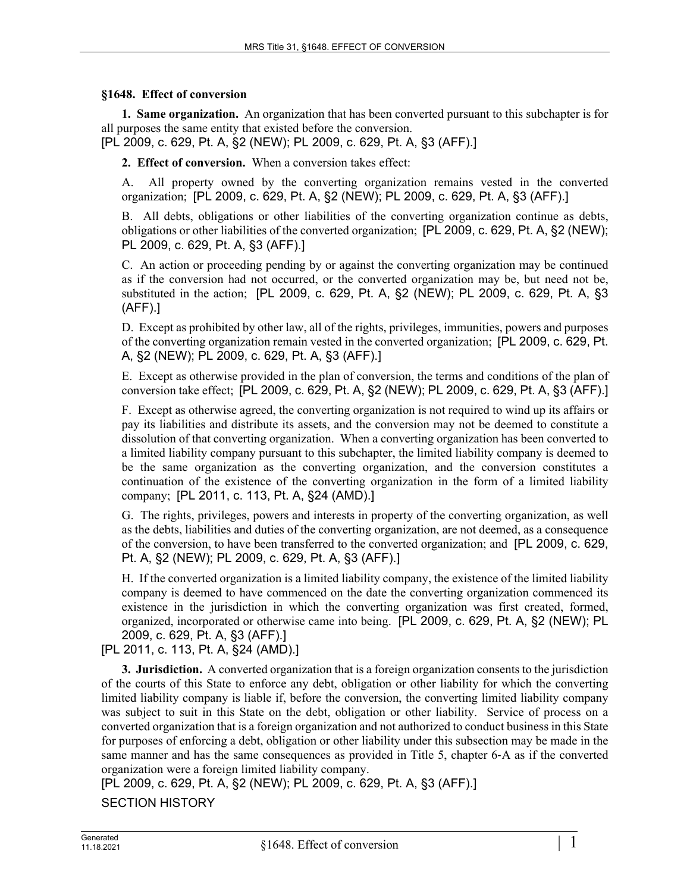### §1648. Effect of conversion

**1. Same organization.** An organization that has been converted pursuant to this subchapter is for all purposes the same entity that existed before the conversion.
[PL 2009, c. 629, Pt. A, §2 (NEW); PL 2009, c. 629, Pt. A, §3 (AFF).]

**2. Effect of conversion.** When a conversion takes effect:

A. All property owned by the converting organization remains vested in the converted organization; [PL 2009, c. 629, Pt. A, §2 (NEW); PL 2009, c. 629, Pt. A, §3 (AFF).]

B. All debts, obligations or other liabilities of the converting organization continue as debts, obligations or other liabilities of the converted organization; [PL 2009, c. 629, Pt. A, §2 (NEW); PL 2009, c. 629, Pt. A, §3 (AFF).]

C. An action or proceeding pending by or against the converting organization may be continued as if the conversion had not occurred, or the converted organization may be, but need not be, substituted in the action; [PL 2009, c. 629, Pt. A, §2 (NEW); PL 2009, c. 629, Pt. A, §3 (AFF).]

D. Except as prohibited by other law, all of the rights, privileges, immunities, powers and purposes of the converting organization remain vested in the converted organization; [PL 2009, c. 629, Pt. A, §2 (NEW); PL 2009, c. 629, Pt. A, §3 (AFF).]

E. Except as otherwise provided in the plan of conversion, the terms and conditions of the plan of conversion take effect; [PL 2009, c. 629, Pt. A, §2 (NEW); PL 2009, c. 629, Pt. A, §3 (AFF).]

F. Except as otherwise agreed, the converting organization is not required to wind up its affairs or pay its liabilities and distribute its assets, and the conversion may not be deemed to constitute a dissolution of that converting organization. When a converting organization has been converted to a limited liability company pursuant to this subchapter, the limited liability company is deemed to be the same organization as the converting organization, and the conversion constitutes a continuation of the existence of the converting organization in the form of a limited liability company; [PL 2011, c. 113, Pt. A, §24 (AMD).]

G. The rights, privileges, powers and interests in property of the converting organization, as well as the debts, liabilities and duties of the converting organization, are not deemed, as a consequence of the conversion, to have been transferred to the converted organization; and [PL 2009, c. 629, Pt. A, §2 (NEW); PL 2009, c. 629, Pt. A, §3 (AFF).]

H. If the converted organization is a limited liability company, the existence of the limited liability company is deemed to have commenced on the date the converting organization commenced its existence in the jurisdiction in which the converting organization was first created, formed, organized, incorporated or otherwise came into being. [PL 2009, c. 629, Pt. A, §2 (NEW); PL 2009, c. 629, Pt. A, §3 (AFF).]

[PL 2011, c. 113, Pt. A, §24 (AMD).]

**3. Jurisdiction.** A converted organization that is a foreign organization consents to the jurisdiction of the courts of this State to enforce any debt, obligation or other liability for which the converting limited liability company is liable if, before the conversion, the converting limited liability company was subject to suit in this State on the debt, obligation or other liability. Service of process on a converted organization that is a foreign organization and not authorized to conduct business in this State for purposes of enforcing a debt, obligation or other liability under this subsection may be made in the same manner and has the same consequences as provided in Title 5, chapter 6-A as if the converted organization were a foreign limited liability company.
[PL 2009, c. 629, Pt. A, §2 (NEW); PL 2009, c. 629, Pt. A, §3 (AFF).]

SECTION HISTORY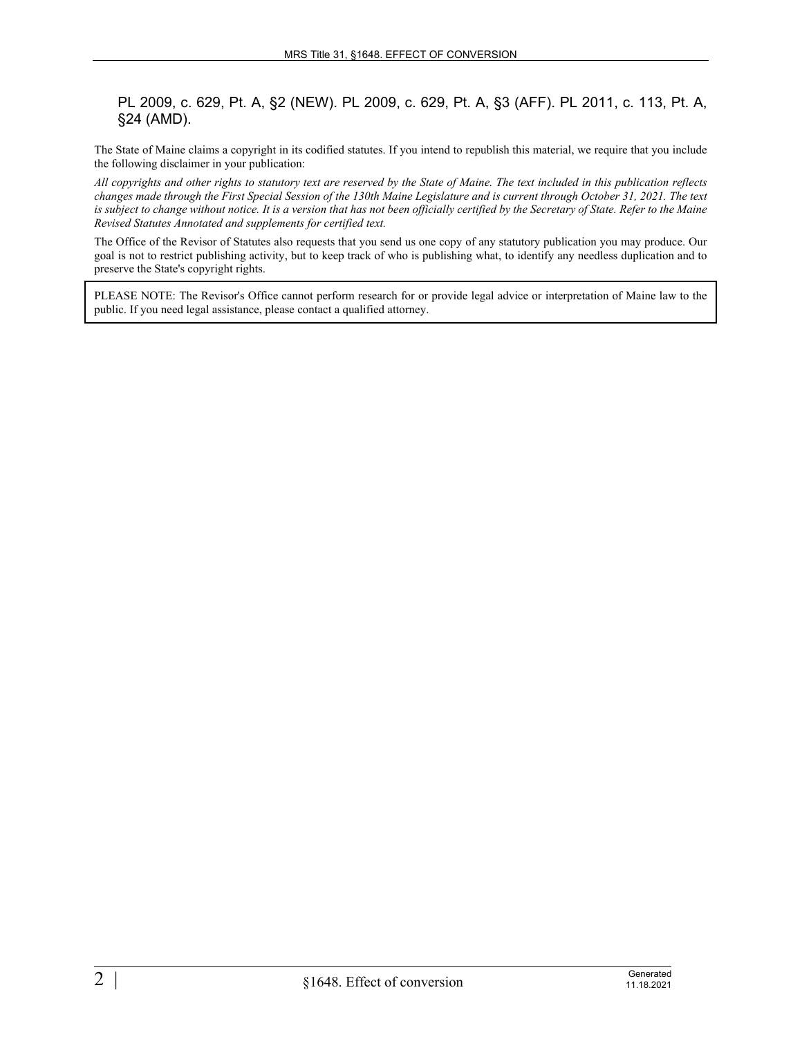PL 2009, c. 629, Pt. A, §2 (NEW). PL 2009, c. 629, Pt. A, §3 (AFF). PL 2011, c. 113, Pt. A, §24 (AMD).

The State of Maine claims a copyright in its codified statutes. If you intend to republish this material, we require that you include the following disclaimer in your publication:

*All copyrights and other rights to statutory text are reserved by the State of Maine. The text included in this publication reflects changes made through the First Special Session of the 130th Maine Legislature and is current through October 31, 2021. The text is subject to change without notice. It is a version that has not been officially certified by the Secretary of State. Refer to the Maine Revised Statutes Annotated and supplements for certified text.*

The Office of the Revisor of Statutes also requests that you send us one copy of any statutory publication you may produce. Our goal is not to restrict publishing activity, but to keep track of who is publishing what, to identify any needless duplication and to preserve the State's copyright rights.

PLEASE NOTE: The Revisor's Office cannot perform research for or provide legal advice or interpretation of Maine law to the public. If you need legal assistance, please contact a qualified attorney.